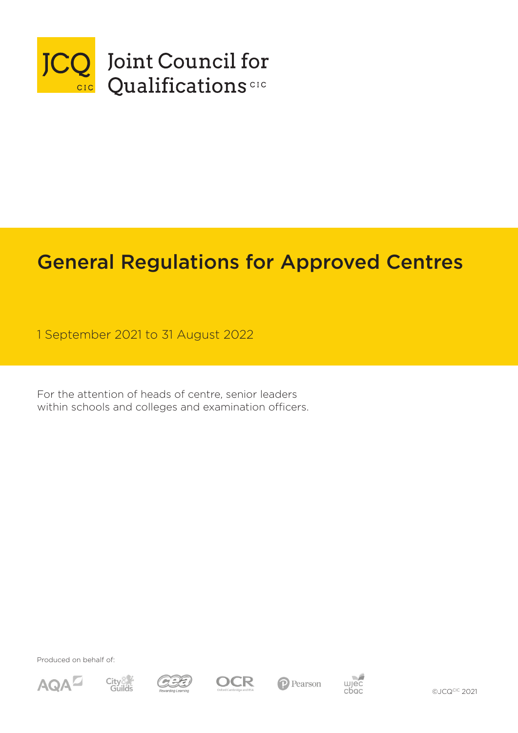JCQ CIC

Joint Council for Qualifications CIC

# General Regulations for Approved Centres

1 September 2021 to 31 August 2022

For the attention of heads of centre, senior leaders within schools and colleges and examination officers.

Produced on behalf of:

AQA City & Guilds CCEA OCR Pearson WJEC CBAC

©JCQ CIC 2021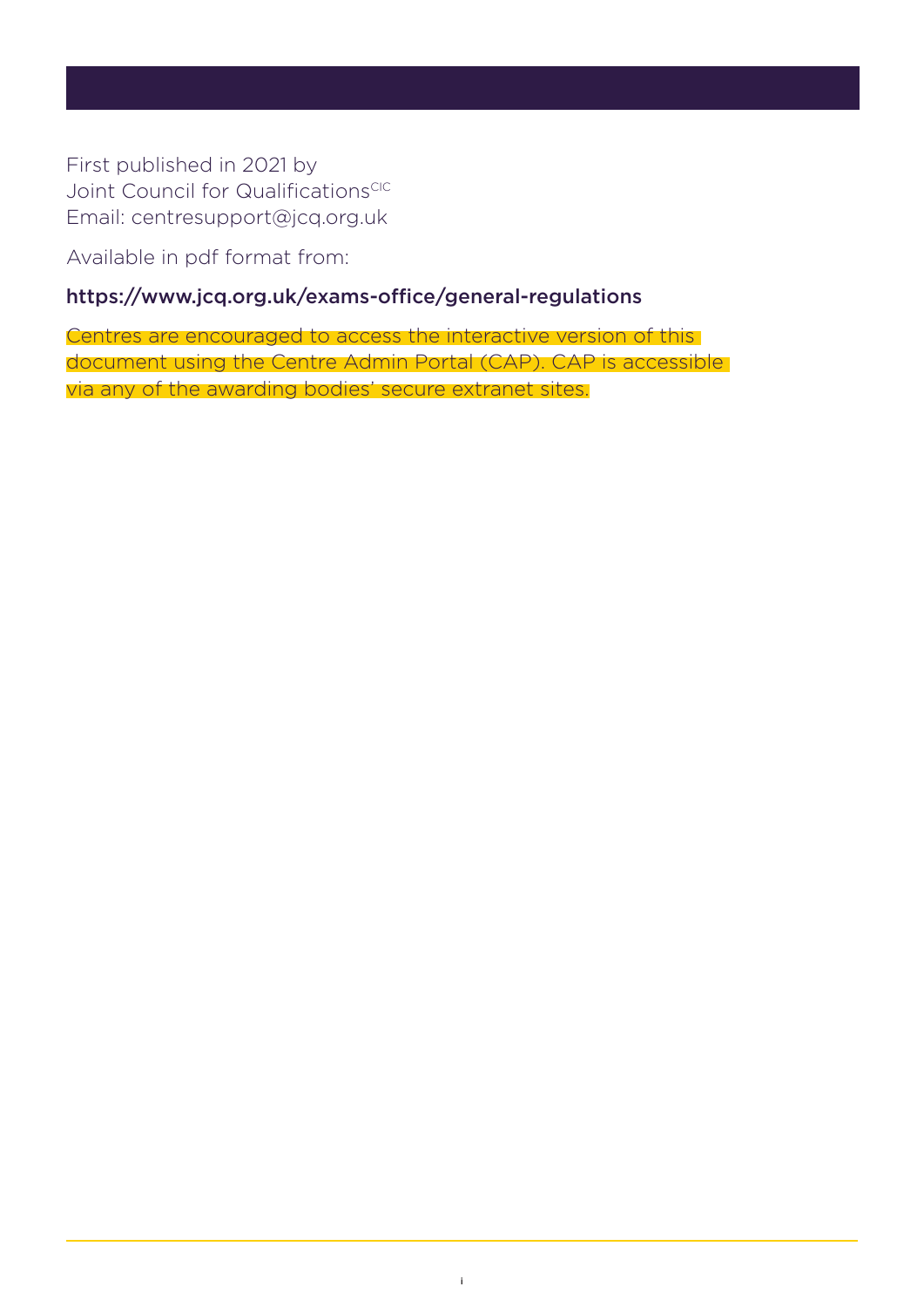First published in 2021 by
Joint Council for Qualifications[CIC]
Email: centresupport@jcq.org.uk

Available in pdf format from:

**https://www.jcq.org.uk/exams-office/general-regulations**

Centres are encouraged to access the interactive version of this document using the Centre Admin Portal (CAP). CAP is accessible via any of the awarding bodies' secure extranet sites.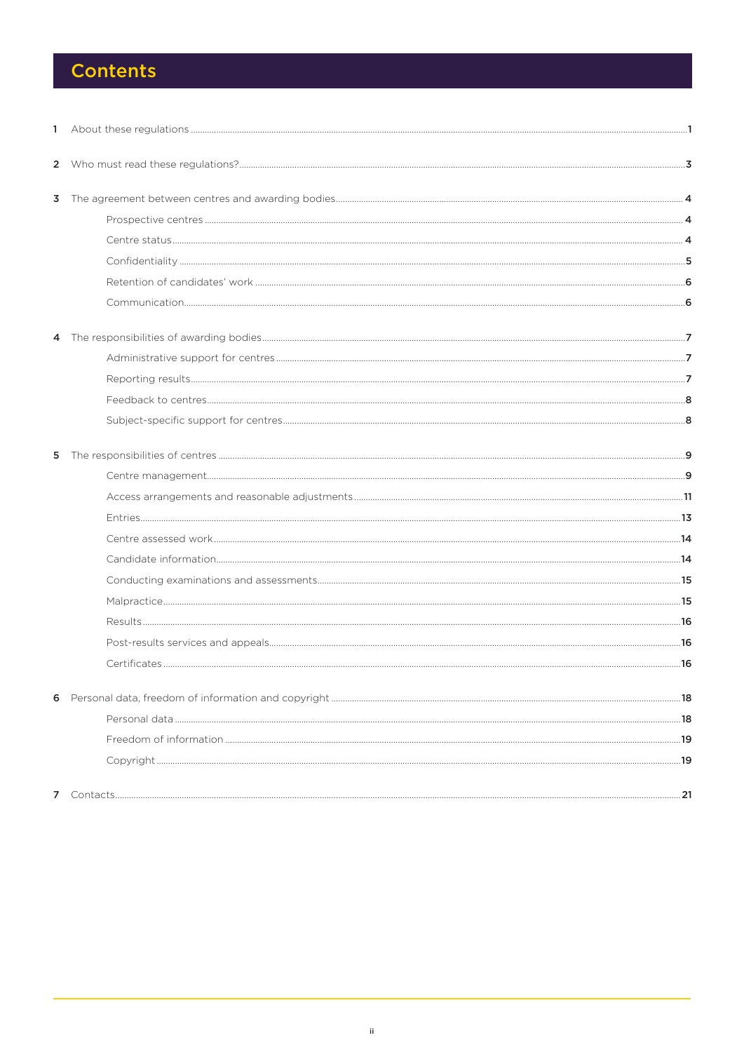# Contents

1 About these regulations ... 1

2 Who must read these regulations? ... 3

3 The agreement between centres and awarding bodies ... 4

- Prospective centres ... 4
- Centre status ... 4
- Confidentiality ... 5
- Retention of candidates' work ... 6
- Communication ... 6

4 The responsibilities of awarding bodies ... 7

- Administrative support for centres ... 7
- Reporting results ... 7
- Feedback to centres ... 8
- Subject-specific support for centres ... 8

5 The responsibilities of centres ... 9

- Centre management ... 9
- Access arrangements and reasonable adjustments ... 11
- Entries ... 13
- Centre assessed work ... 14
- Candidate information ... 14
- Conducting examinations and assessments ... 15
- Malpractice ... 15
- Results ... 16
- Post-results services and appeals ... 16
- Certificates ... 16

6 Personal data, freedom of information and copyright ... 18

- Personal data ... 18
- Freedom of information ... 19
- Copyright ... 19

7 Contacts ... 21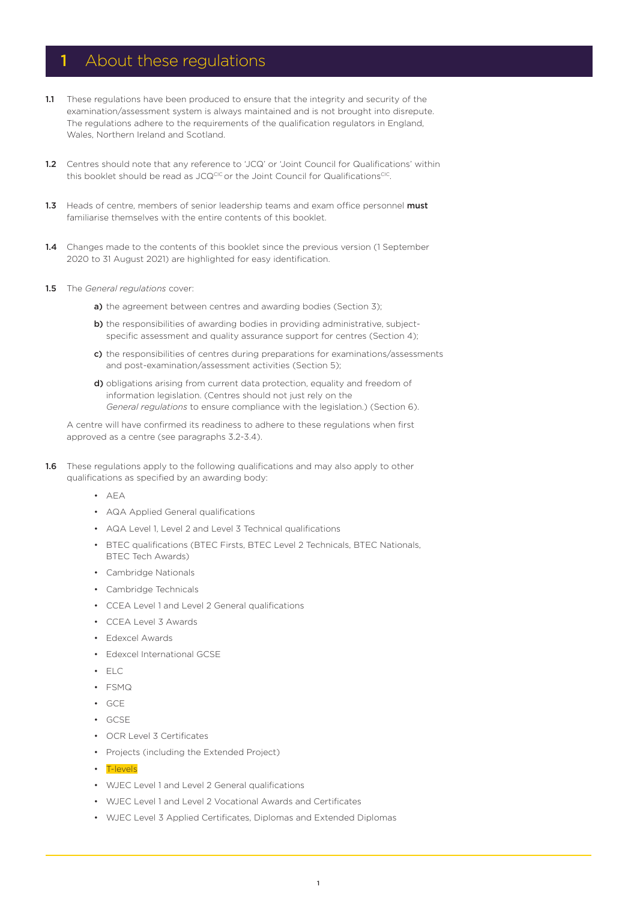# 1 About these regulations

**1.1** These regulations have been produced to ensure that the integrity and security of the examination/assessment system is always maintained and is not brought into disrepute. The regulations adhere to the requirements of the qualification regulators in England, Wales, Northern Ireland and Scotland.

**1.2** Centres should note that any reference to 'JCQ' or 'Joint Council for Qualifications' within this booklet should be read as JCQ[CIC] or the Joint Council for Qualifications[CIC].

**1.3** Heads of centre, members of senior leadership teams and exam office personnel **must** familiarise themselves with the entire contents of this booklet.

**1.4** Changes made to the contents of this booklet since the previous version (1 September 2020 to 31 August 2021) are highlighted for easy identification.

**1.5** The *General regulations* cover:

**a)** the agreement between centres and awarding bodies (Section 3);

**b)** the responsibilities of awarding bodies in providing administrative, subject-specific assessment and quality assurance support for centres (Section 4);

**c)** the responsibilities of centres during preparations for examinations/assessments and post-examination/assessment activities (Section 5);

**d)** obligations arising from current data protection, equality and freedom of information legislation. (Centres should not just rely on the *General regulations* to ensure compliance with the legislation.) (Section 6).

A centre will have confirmed its readiness to adhere to these regulations when first approved as a centre (see paragraphs 3.2-3.4).

**1.6** These regulations apply to the following qualifications and may also apply to other qualifications as specified by an awarding body:

- AEA
- AQA Applied General qualifications
- AQA Level 1, Level 2 and Level 3 Technical qualifications
- BTEC qualifications (BTEC Firsts, BTEC Level 2 Technicals, BTEC Nationals, BTEC Tech Awards)
- Cambridge Nationals
- Cambridge Technicals
- CCEA Level 1 and Level 2 General qualifications
- CCEA Level 3 Awards
- Edexcel Awards
- Edexcel International GCSE
- ELC
- FSMQ
- GCE
- GCSE
- OCR Level 3 Certificates
- Projects (including the Extended Project)
- T-levels
- WJEC Level 1 and Level 2 General qualifications
- WJEC Level 1 and Level 2 Vocational Awards and Certificates
- WJEC Level 3 Applied Certificates, Diplomas and Extended Diplomas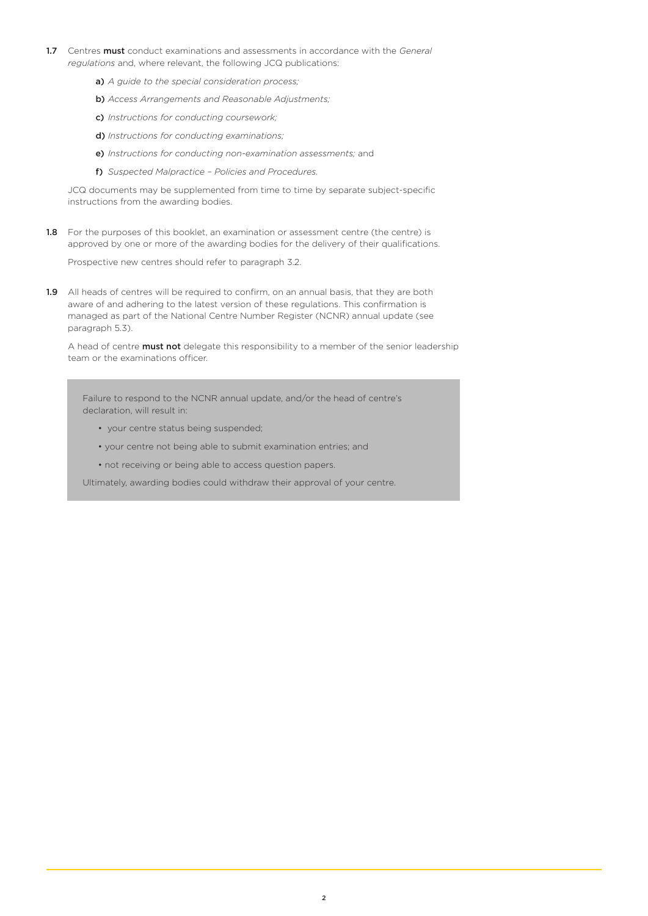**1.7** Centres **must** conduct examinations and assessments in accordance with the *General regulations* and, where relevant, the following JCQ publications:

- **a)** *A guide to the special consideration process;*
- **b)** *Access Arrangements and Reasonable Adjustments;*
- **c)** *Instructions for conducting coursework;*
- **d)** *Instructions for conducting examinations;*
- **e)** *Instructions for conducting non-examination assessments;* and
- **f)** *Suspected Malpractice – Policies and Procedures.*

JCQ documents may be supplemented from time to time by separate subject-specific instructions from the awarding bodies.

**1.8** For the purposes of this booklet, an examination or assessment centre (the centre) is approved by one or more of the awarding bodies for the delivery of their qualifications.

Prospective new centres should refer to paragraph 3.2.

**1.9** All heads of centres will be required to confirm, on an annual basis, that they are both aware of and adhering to the latest version of these regulations. This confirmation is managed as part of the National Centre Number Register (NCNR) annual update (see paragraph 5.3).

A head of centre **must not** delegate this responsibility to a member of the senior leadership team or the examinations officer.

> Failure to respond to the NCNR annual update, and/or the head of centre's declaration, will result in:
>
> - your centre status being suspended;
> - your centre not being able to submit examination entries; and
> - not receiving or being able to access question papers.
>
> Ultimately, awarding bodies could withdraw their approval of your centre.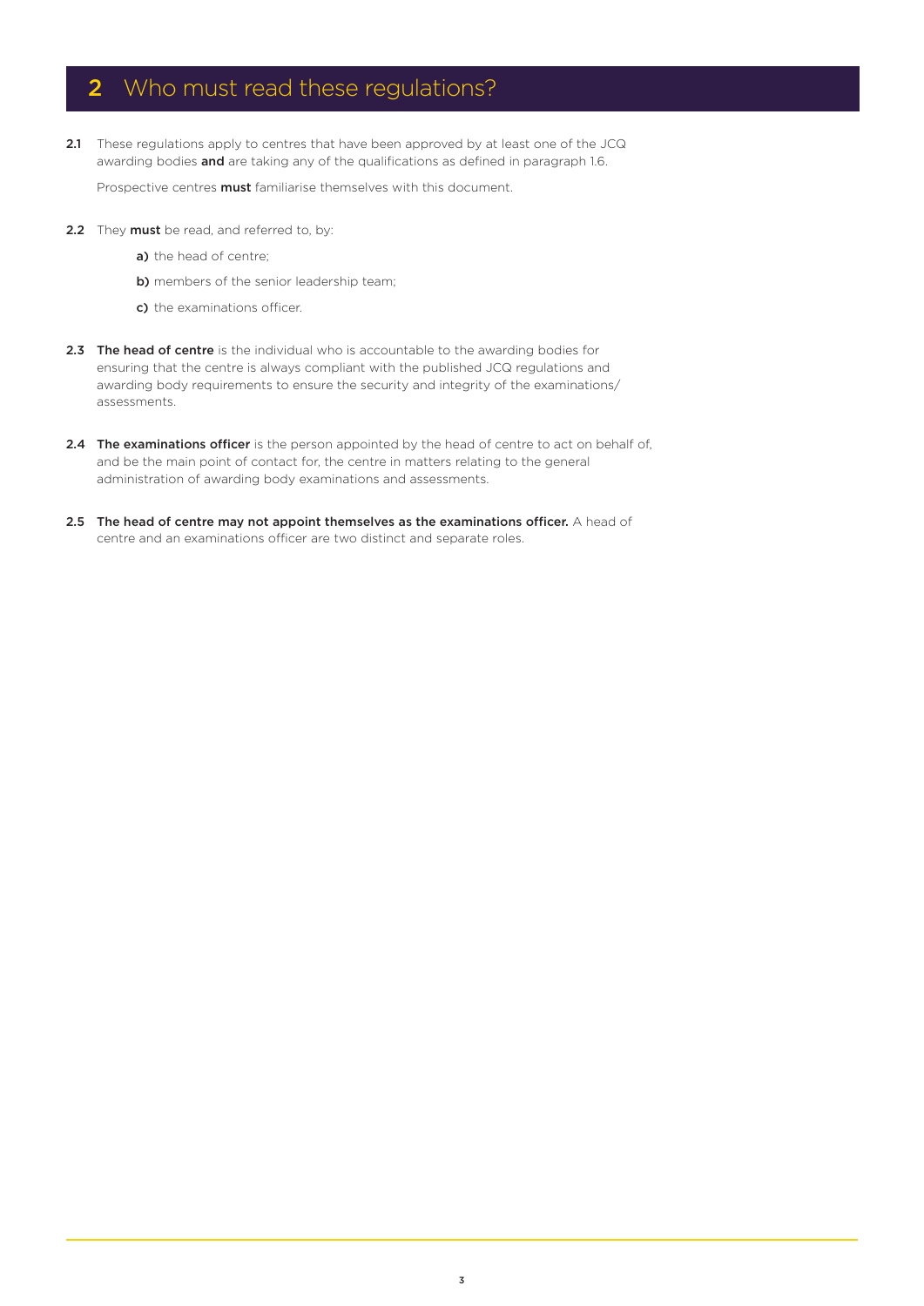## 2 Who must read these regulations?

**2.1** These regulations apply to centres that have been approved by at least one of the JCQ awarding bodies **and** are taking any of the qualifications as defined in paragraph 1.6.

Prospective centres **must** familiarise themselves with this document.

**2.2** They **must** be read, and referred to, by:

- **a)** the head of centre;
- **b)** members of the senior leadership team;
- **c)** the examinations officer.

**2.3** **The head of centre** is the individual who is accountable to the awarding bodies for ensuring that the centre is always compliant with the published JCQ regulations and awarding body requirements to ensure the security and integrity of the examinations/ assessments.

**2.4** **The examinations officer** is the person appointed by the head of centre to act on behalf of, and be the main point of contact for, the centre in matters relating to the general administration of awarding body examinations and assessments.

**2.5** **The head of centre may not appoint themselves as the examinations officer.** A head of centre and an examinations officer are two distinct and separate roles.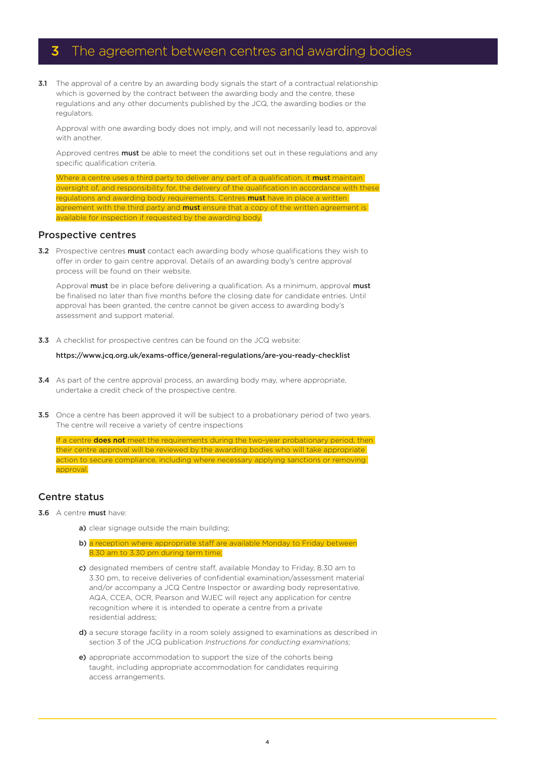# 3 The agreement between centres and awarding bodies

**3.1** The approval of a centre by an awarding body signals the start of a contractual relationship which is governed by the contract between the awarding body and the centre, these regulations and any other documents published by the JCQ, the awarding bodies or the regulators.

Approval with one awarding body does not imply, and will not necessarily lead to, approval with another.

Approved centres **must** be able to meet the conditions set out in these regulations and any specific qualification criteria.

Where a centre uses a third party to deliver any part of a qualification, it **must** maintain oversight of, and responsibility for, the delivery of the qualification in accordance with these regulations and awarding body requirements. Centres **must** have in place a written agreement with the third party and **must** ensure that a copy of the written agreement is available for inspection if requested by the awarding body.

## Prospective centres

**3.2** Prospective centres **must** contact each awarding body whose qualifications they wish to offer in order to gain centre approval. Details of an awarding body's centre approval process will be found on their website.

Approval **must** be in place before delivering a qualification. As a minimum, approval **must** be finalised no later than five months before the closing date for candidate entries. Until approval has been granted, the centre cannot be given access to awarding body's assessment and support material.

**3.3** A checklist for prospective centres can be found on the JCQ website:

**https://www.jcq.org.uk/exams-office/general-regulations/are-you-ready-checklist**

**3.4** As part of the centre approval process, an awarding body may, where appropriate, undertake a credit check of the prospective centre.

**3.5** Once a centre has been approved it will be subject to a probationary period of two years. The centre will receive a variety of centre inspections

If a centre **does not** meet the requirements during the two-year probationary period, then their centre approval will be reviewed by the awarding bodies who will take appropriate action to secure compliance, including where necessary applying sanctions or removing approval.

## Centre status

**3.6** A centre **must** have:

**a)** clear signage outside the main building;

**b)** a reception where appropriate staff are available Monday to Friday between 8.30 am to 3.30 pm during term time;

**c)** designated members of centre staff, available Monday to Friday, 8.30 am to 3.30 pm, to receive deliveries of confidential examination/assessment material and/or accompany a JCQ Centre Inspector or awarding body representative. AQA, CCEA, OCR, Pearson and WJEC will reject any application for centre recognition where it is intended to operate a centre from a private residential address;

**d)** a secure storage facility in a room solely assigned to examinations as described in section 3 of the JCQ publication *Instructions for conducting examinations;*

**e)** appropriate accommodation to support the size of the cohorts being taught, including appropriate accommodation for candidates requiring access arrangements.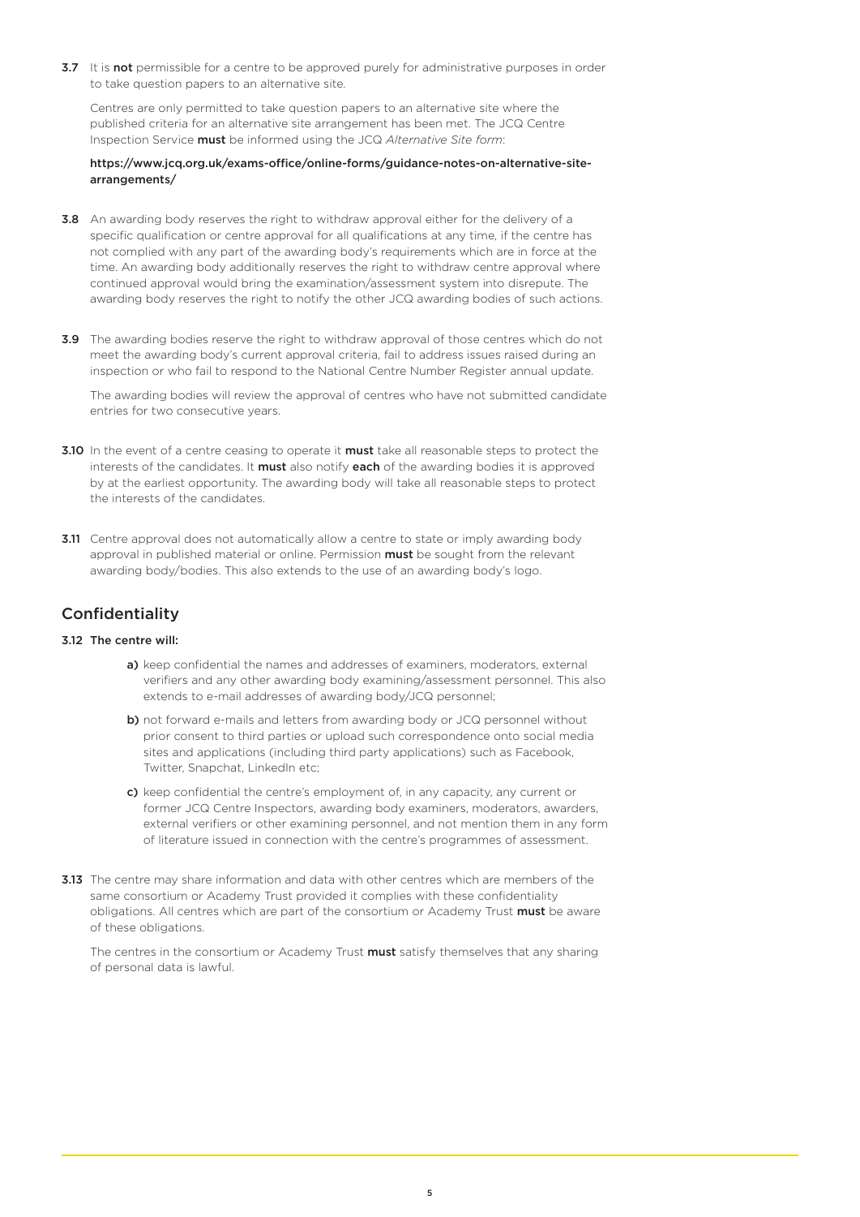**3.7** It is **not** permissible for a centre to be approved purely for administrative purposes in order to take question papers to an alternative site.

Centres are only permitted to take question papers to an alternative site where the published criteria for an alternative site arrangement has been met. The JCQ Centre Inspection Service **must** be informed using the JCQ *Alternative Site form*:

**https://www.jcq.org.uk/exams-office/online-forms/guidance-notes-on-alternative-site-arrangements/**

**3.8** An awarding body reserves the right to withdraw approval either for the delivery of a specific qualification or centre approval for all qualifications at any time, if the centre has not complied with any part of the awarding body's requirements which are in force at the time. An awarding body additionally reserves the right to withdraw centre approval where continued approval would bring the examination/assessment system into disrepute. The awarding body reserves the right to notify the other JCQ awarding bodies of such actions.

**3.9** The awarding bodies reserve the right to withdraw approval of those centres which do not meet the awarding body's current approval criteria, fail to address issues raised during an inspection or who fail to respond to the National Centre Number Register annual update.

The awarding bodies will review the approval of centres who have not submitted candidate entries for two consecutive years.

**3.10** In the event of a centre ceasing to operate it **must** take all reasonable steps to protect the interests of the candidates. It **must** also notify **each** of the awarding bodies it is approved by at the earliest opportunity. The awarding body will take all reasonable steps to protect the interests of the candidates.

**3.11** Centre approval does not automatically allow a centre to state or imply awarding body approval in published material or online. Permission **must** be sought from the relevant awarding body/bodies. This also extends to the use of an awarding body's logo.

## Confidentiality

**3.12 The centre will:**

**a)** keep confidential the names and addresses of examiners, moderators, external verifiers and any other awarding body examining/assessment personnel. This also extends to e-mail addresses of awarding body/JCQ personnel;

**b)** not forward e-mails and letters from awarding body or JCQ personnel without prior consent to third parties or upload such correspondence onto social media sites and applications (including third party applications) such as Facebook, Twitter, Snapchat, LinkedIn etc;

**c)** keep confidential the centre's employment of, in any capacity, any current or former JCQ Centre Inspectors, awarding body examiners, moderators, awarders, external verifiers or other examining personnel, and not mention them in any form of literature issued in connection with the centre's programmes of assessment.

**3.13** The centre may share information and data with other centres which are members of the same consortium or Academy Trust provided it complies with these confidentiality obligations. All centres which are part of the consortium or Academy Trust **must** be aware of these obligations.

The centres in the consortium or Academy Trust **must** satisfy themselves that any sharing of personal data is lawful.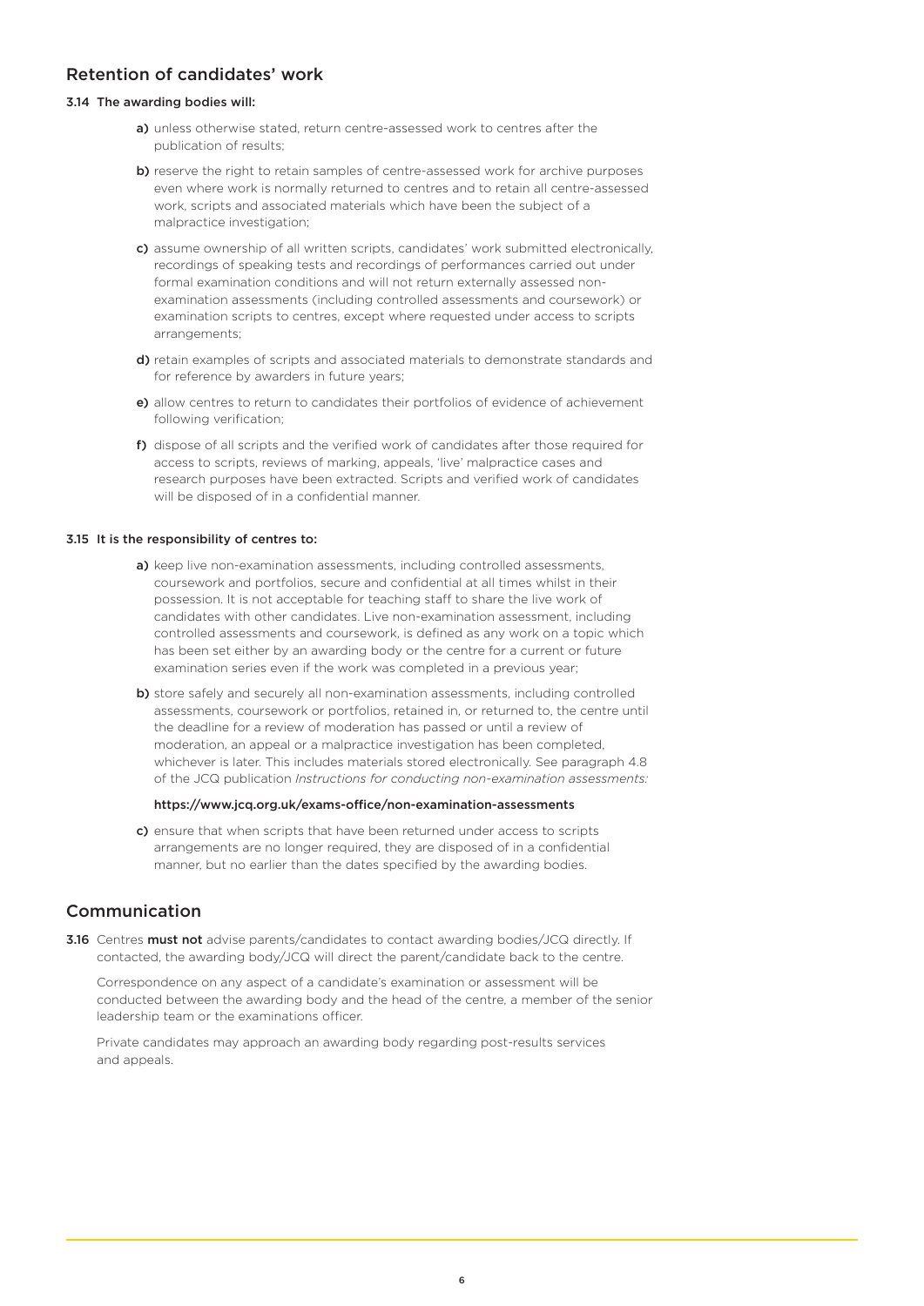## Retention of candidates' work

**3.14 The awarding bodies will:**

**a)** unless otherwise stated, return centre-assessed work to centres after the publication of results;

**b)** reserve the right to retain samples of centre-assessed work for archive purposes even where work is normally returned to centres and to retain all centre-assessed work, scripts and associated materials which have been the subject of a malpractice investigation;

**c)** assume ownership of all written scripts, candidates' work submitted electronically, recordings of speaking tests and recordings of performances carried out under formal examination conditions and will not return externally assessed non-examination assessments (including controlled assessments and coursework) or examination scripts to centres, except where requested under access to scripts arrangements;

**d)** retain examples of scripts and associated materials to demonstrate standards and for reference by awarders in future years;

**e)** allow centres to return to candidates their portfolios of evidence of achievement following verification;

**f)** dispose of all scripts and the verified work of candidates after those required for access to scripts, reviews of marking, appeals, 'live' malpractice cases and research purposes have been extracted. Scripts and verified work of candidates will be disposed of in a confidential manner.

**3.15 It is the responsibility of centres to:**

**a)** keep live non-examination assessments, including controlled assessments, coursework and portfolios, secure and confidential at all times whilst in their possession. It is not acceptable for teaching staff to share the live work of candidates with other candidates. Live non-examination assessment, including controlled assessments and coursework, is defined as any work on a topic which has been set either by an awarding body or the centre for a current or future examination series even if the work was completed in a previous year;

**b)** store safely and securely all non-examination assessments, including controlled assessments, coursework or portfolios, retained in, or returned to, the centre until the deadline for a review of moderation has passed or until a review of moderation, an appeal or a malpractice investigation has been completed, whichever is later. This includes materials stored electronically. See paragraph 4.8 of the JCQ publication *Instructions for conducting non-examination assessments:*

**https://www.jcq.org.uk/exams-office/non-examination-assessments**

**c)** ensure that when scripts that have been returned under access to scripts arrangements are no longer required, they are disposed of in a confidential manner, but no earlier than the dates specified by the awarding bodies.

## Communication

**3.16** Centres **must not** advise parents/candidates to contact awarding bodies/JCQ directly. If contacted, the awarding body/JCQ will direct the parent/candidate back to the centre.

Correspondence on any aspect of a candidate's examination or assessment will be conducted between the awarding body and the head of the centre, a member of the senior leadership team or the examinations officer.

Private candidates may approach an awarding body regarding post-results services and appeals.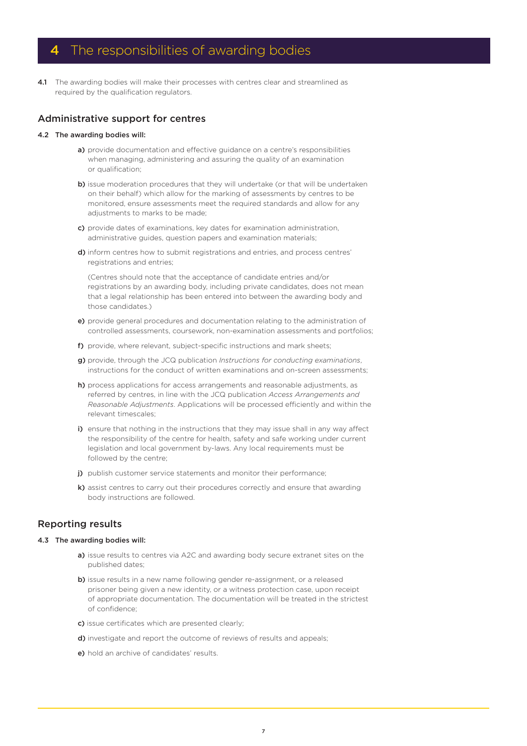# 4 The responsibilities of awarding bodies

**4.1** The awarding bodies will make their processes with centres clear and streamlined as required by the qualification regulators.

## Administrative support for centres

**4.2 The awarding bodies will:**

**a)** provide documentation and effective guidance on a centre's responsibilities when managing, administering and assuring the quality of an examination or qualification;

**b)** issue moderation procedures that they will undertake (or that will be undertaken on their behalf) which allow for the marking of assessments by centres to be monitored, ensure assessments meet the required standards and allow for any adjustments to marks to be made;

**c)** provide dates of examinations, key dates for examination administration, administrative guides, question papers and examination materials;

**d)** inform centres how to submit registrations and entries, and process centres' registrations and entries;

(Centres should note that the acceptance of candidate entries and/or registrations by an awarding body, including private candidates, does not mean that a legal relationship has been entered into between the awarding body and those candidates.)

**e)** provide general procedures and documentation relating to the administration of controlled assessments, coursework, non-examination assessments and portfolios;

**f)** provide, where relevant, subject-specific instructions and mark sheets;

**g)** provide, through the JCQ publication *Instructions for conducting examinations*, instructions for the conduct of written examinations and on-screen assessments;

**h)** process applications for access arrangements and reasonable adjustments, as referred by centres, in line with the JCQ publication *Access Arrangements and Reasonable Adjustments*. Applications will be processed efficiently and within the relevant timescales;

**i)** ensure that nothing in the instructions that they may issue shall in any way affect the responsibility of the centre for health, safety and safe working under current legislation and local government by-laws. Any local requirements must be followed by the centre;

**j)** publish customer service statements and monitor their performance;

**k)** assist centres to carry out their procedures correctly and ensure that awarding body instructions are followed.

## Reporting results

**4.3 The awarding bodies will:**

**a)** issue results to centres via A2C and awarding body secure extranet sites on the published dates;

**b)** issue results in a new name following gender re-assignment, or a released prisoner being given a new identity, or a witness protection case, upon receipt of appropriate documentation. The documentation will be treated in the strictest of confidence;

**c)** issue certificates which are presented clearly;

**d)** investigate and report the outcome of reviews of results and appeals;

**e)** hold an archive of candidates' results.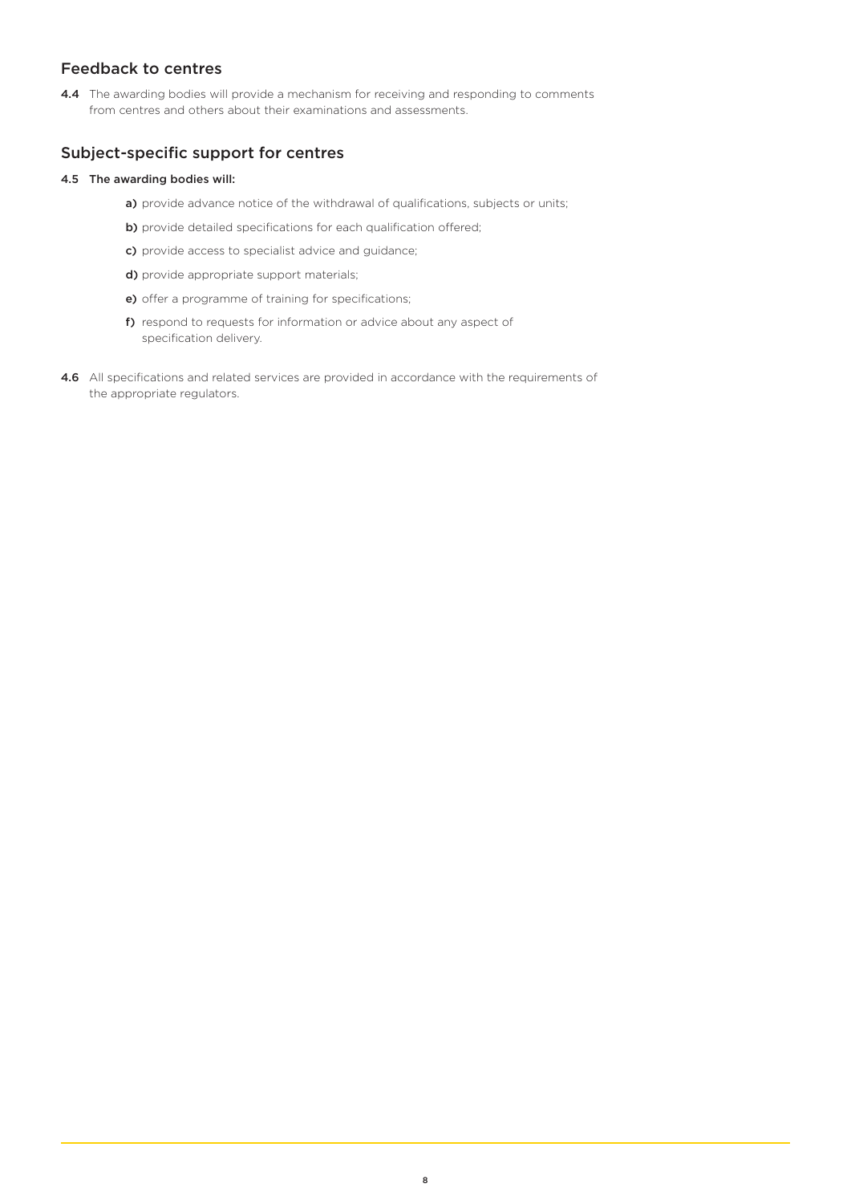## Feedback to centres

**4.4** The awarding bodies will provide a mechanism for receiving and responding to comments from centres and others about their examinations and assessments.

## Subject-specific support for centres

**4.5 The awarding bodies will:**

- **a)** provide advance notice of the withdrawal of qualifications, subjects or units;
- **b)** provide detailed specifications for each qualification offered;
- **c)** provide access to specialist advice and guidance;
- **d)** provide appropriate support materials;
- **e)** offer a programme of training for specifications;
- **f)** respond to requests for information or advice about any aspect of specification delivery.

**4.6** All specifications and related services are provided in accordance with the requirements of the appropriate regulators.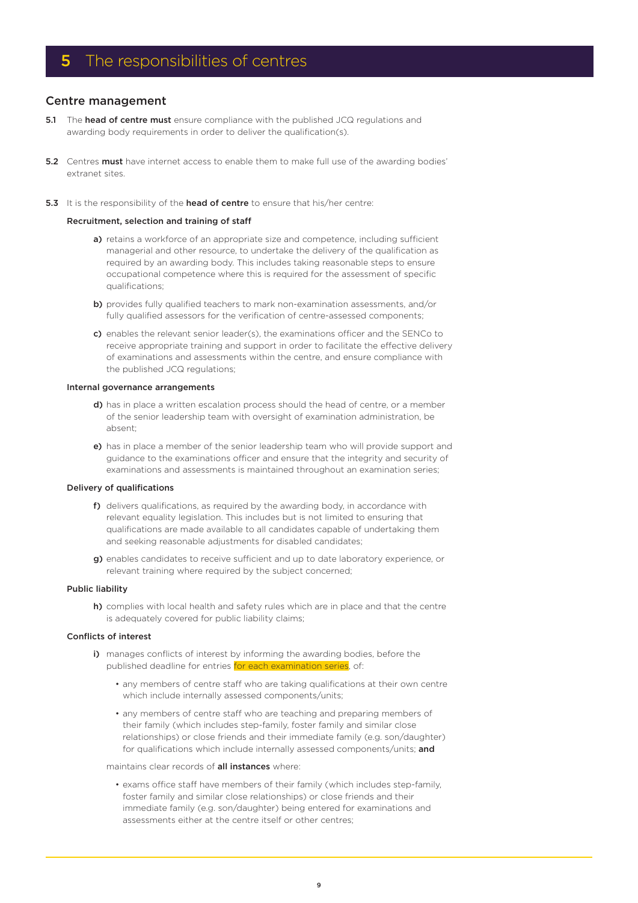# 5 The responsibilities of centres

## Centre management

**5.1** The **head of centre must** ensure compliance with the published JCQ regulations and awarding body requirements in order to deliver the qualification(s).

**5.2** Centres **must** have internet access to enable them to make full use of the awarding bodies' extranet sites.

**5.3** It is the responsibility of the **head of centre** to ensure that his/her centre:

#### Recruitment, selection and training of staff

**a)** retains a workforce of an appropriate size and competence, including sufficient managerial and other resource, to undertake the delivery of the qualification as required by an awarding body. This includes taking reasonable steps to ensure occupational competence where this is required for the assessment of specific qualifications;

**b)** provides fully qualified teachers to mark non-examination assessments, and/or fully qualified assessors for the verification of centre-assessed components;

**c)** enables the relevant senior leader(s), the examinations officer and the SENCo to receive appropriate training and support in order to facilitate the effective delivery of examinations and assessments within the centre, and ensure compliance with the published JCQ regulations;

#### Internal governance arrangements

**d)** has in place a written escalation process should the head of centre, or a member of the senior leadership team with oversight of examination administration, be absent;

**e)** has in place a member of the senior leadership team who will provide support and guidance to the examinations officer and ensure that the integrity and security of examinations and assessments is maintained throughout an examination series;

#### Delivery of qualifications

**f)** delivers qualifications, as required by the awarding body, in accordance with relevant equality legislation. This includes but is not limited to ensuring that qualifications are made available to all candidates capable of undertaking them and seeking reasonable adjustments for disabled candidates;

**g)** enables candidates to receive sufficient and up to date laboratory experience, or relevant training where required by the subject concerned;

#### Public liability

**h)** complies with local health and safety rules which are in place and that the centre is adequately covered for public liability claims;

#### Conflicts of interest

**i)** manages conflicts of interest by informing the awarding bodies, before the published deadline for entries for each examination series, of:

- any members of centre staff who are taking qualifications at their own centre which include internally assessed components/units;
- any members of centre staff who are teaching and preparing members of their family (which includes step-family, foster family and similar close relationships) or close friends and their immediate family (e.g. son/daughter) for qualifications which include internally assessed components/units; **and**

maintains clear records of **all instances** where:

- exams office staff have members of their family (which includes step-family, foster family and similar close relationships) or close friends and their immediate family (e.g. son/daughter) being entered for examinations and assessments either at the centre itself or other centres;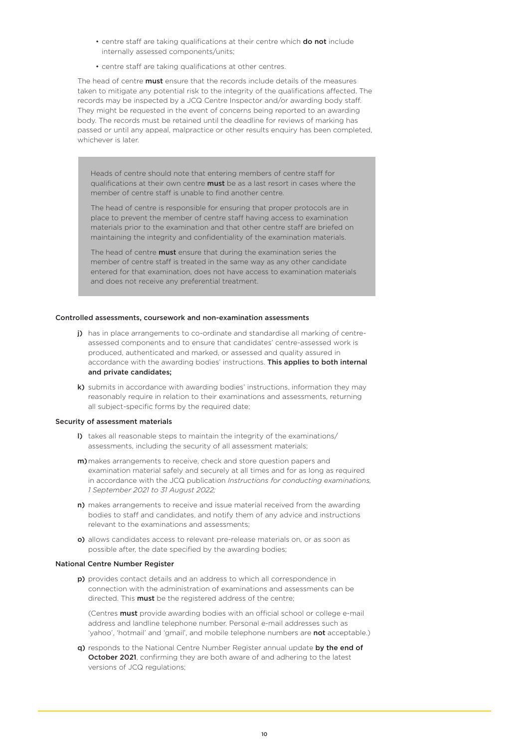- centre staff are taking qualifications at their centre which **do not** include internally assessed components/units;
- centre staff are taking qualifications at other centres.

The head of centre **must** ensure that the records include details of the measures taken to mitigate any potential risk to the integrity of the qualifications affected. The records may be inspected by a JCQ Centre Inspector and/or awarding body staff. They might be requested in the event of concerns being reported to an awarding body. The records must be retained until the deadline for reviews of marking has passed or until any appeal, malpractice or other results enquiry has been completed, whichever is later.

> Heads of centre should note that entering members of centre staff for qualifications at their own centre **must** be as a last resort in cases where the member of centre staff is unable to find another centre.
>
> The head of centre is responsible for ensuring that proper protocols are in place to prevent the member of centre staff having access to examination materials prior to the examination and that other centre staff are briefed on maintaining the integrity and confidentiality of the examination materials.
>
> The head of centre **must** ensure that during the examination series the member of centre staff is treated in the same way as any other candidate entered for that examination, does not have access to examination materials and does not receive any preferential treatment.

#### Controlled assessments, coursework and non-examination assessments

**j)** has in place arrangements to co-ordinate and standardise all marking of centre-assessed components and to ensure that candidates' centre-assessed work is produced, authenticated and marked, or assessed and quality assured in accordance with the awarding bodies' instructions. **This applies to both internal and private candidates;**

**k)** submits in accordance with awarding bodies' instructions, information they may reasonably require in relation to their examinations and assessments, returning all subject-specific forms by the required date;

#### Security of assessment materials

**l)** takes all reasonable steps to maintain the integrity of the examinations/assessments, including the security of all assessment materials;

**m)** makes arrangements to receive, check and store question papers and examination material safely and securely at all times and for as long as required in accordance with the JCQ publication *Instructions for conducting examinations, 1 September 2021 to 31 August 2022;*

**n)** makes arrangements to receive and issue material received from the awarding bodies to staff and candidates, and notify them of any advice and instructions relevant to the examinations and assessments;

**o)** allows candidates access to relevant pre-release materials on, or as soon as possible after, the date specified by the awarding bodies;

#### National Centre Number Register

**p)** provides contact details and an address to which all correspondence in connection with the administration of examinations and assessments can be directed. This **must** be the registered address of the centre;

(Centres **must** provide awarding bodies with an official school or college e-mail address and landline telephone number. Personal e-mail addresses such as 'yahoo', 'hotmail' and 'gmail', and mobile telephone numbers are **not** acceptable.)

**q)** responds to the National Centre Number Register annual update **by the end of October 2021**, confirming they are both aware of and adhering to the latest versions of JCQ regulations;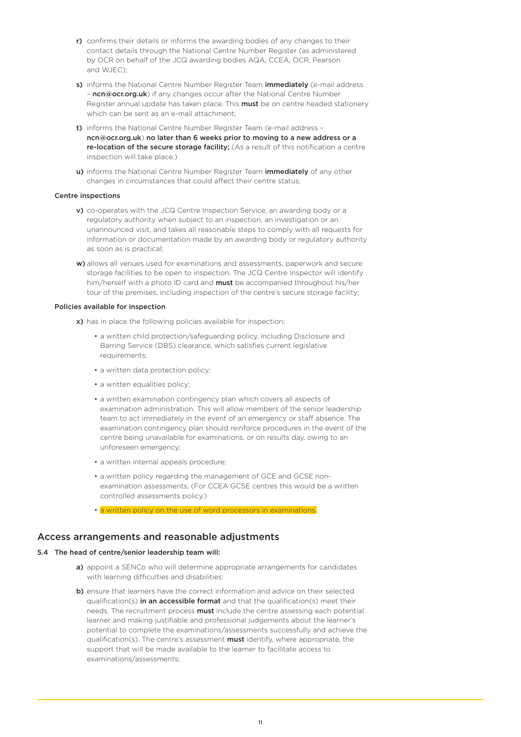**r)** confirms their details or informs the awarding bodies of any changes to their contact details through the National Centre Number Register (as administered by OCR on behalf of the JCQ awarding bodies AQA, CCEA, OCR, Pearson and WJEC);

**s)** informs the National Centre Number Register Team **immediately** (e-mail address – **ncn@ocr.org.uk**) if any changes occur after the National Centre Number Register annual update has taken place. This **must** be on centre headed stationery which can be sent as an e-mail attachment;

**t)** informs the National Centre Number Register Team (e-mail address – **ncn@ocr.org.uk**) **no later than 6 weeks prior to moving to a new address or a re-location of the secure storage facility;** (As a result of this notification a centre inspection will take place.)

**u)** informs the National Centre Number Register Team **immediately** of any other changes in circumstances that could affect their centre status;

**Centre inspections**

**v)** co-operates with the JCQ Centre Inspection Service, an awarding body or a regulatory authority when subject to an inspection, an investigation or an unannounced visit, and takes all reasonable steps to comply with all requests for information or documentation made by an awarding body or regulatory authority as soon as is practical;

**w)** allows all venues used for examinations and assessments, paperwork and secure storage facilities to be open to inspection. The JCQ Centre Inspector will identify him/herself with a photo ID card and **must** be accompanied throughout his/her tour of the premises, including inspection of the centre's secure storage facility;

**Policies available for inspection**

**x)** has in place the following policies available for inspection:

- a written child protection/safeguarding policy, including Disclosure and Barring Service (DBS) clearance, which satisfies current legislative requirements;
- a written data protection policy;
- a written equalities policy;
- a written examination contingency plan which covers all aspects of examination administration. This will allow members of the senior leadership team to act immediately in the event of an emergency or staff absence. The examination contingency plan should reinforce procedures in the event of the centre being unavailable for examinations, or on results day, owing to an unforeseen emergency;
- a written internal appeals procedure;
- a written policy regarding the management of GCE and GCSE non-examination assessments; (For CCEA GCSE centres this would be a written controlled assessments policy.)
- a written policy on the use of word processors in examinations.

## Access arrangements and reasonable adjustments

**5.4 The head of centre/senior leadership team will:**

**a)** appoint a SENCo who will determine appropriate arrangements for candidates with learning difficulties and disabilities;

**b)** ensure that learners have the correct information and advice on their selected qualification(s) **in an accessible format** and that the qualification(s) meet their needs. The recruitment process **must** include the centre assessing each potential learner and making justifiable and professional judgements about the learner's potential to complete the examinations/assessments successfully and achieve the qualification(s). The centre's assessment **must** identify, where appropriate, the support that will be made available to the learner to facilitate access to examinations/assessments;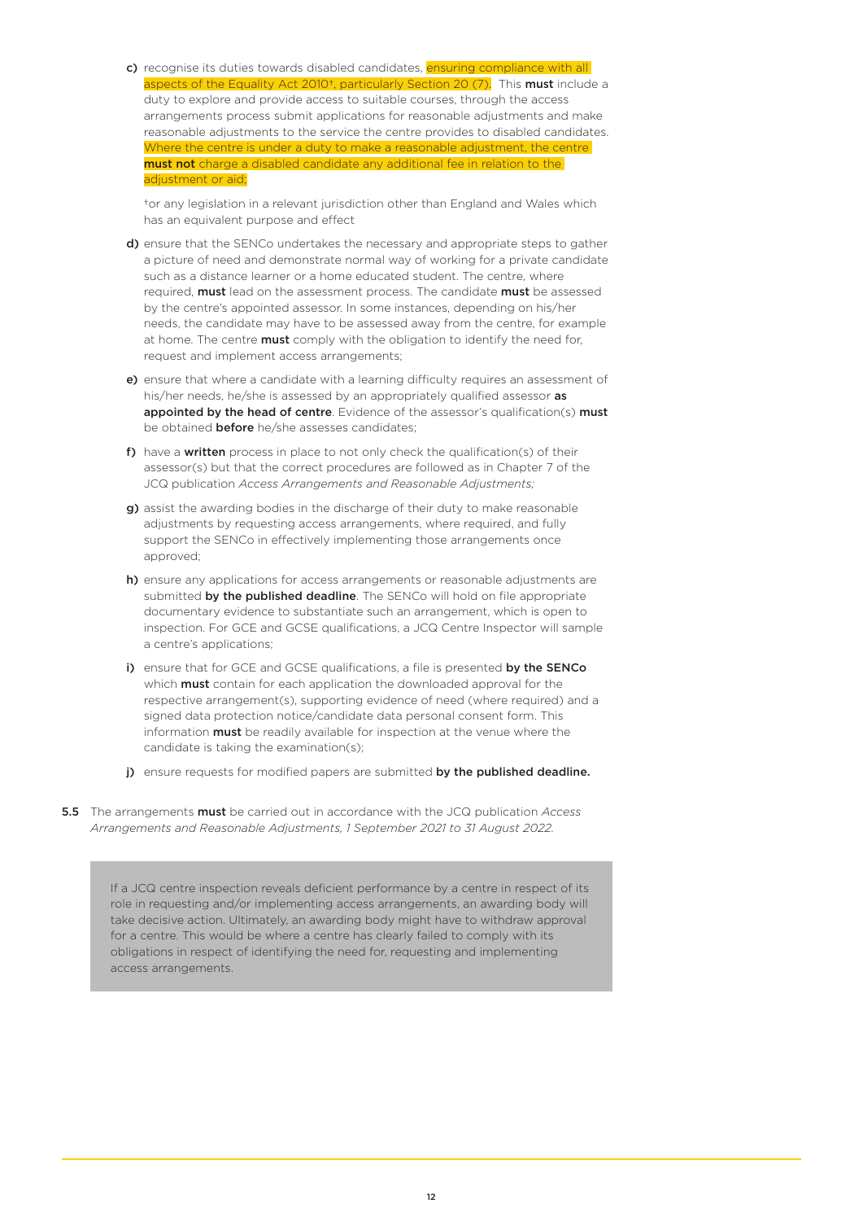c) recognise its duties towards disabled candidates, ensuring compliance with all aspects of the Equality Act 2010†, particularly Section 20 (7). This **must** include a duty to explore and provide access to suitable courses, through the access arrangements process submit applications for reasonable adjustments and make reasonable adjustments to the service the centre provides to disabled candidates. Where the centre is under a duty to make a reasonable adjustment, the centre **must not** charge a disabled candidate any additional fee in relation to the adjustment or aid;

†or any legislation in a relevant jurisdiction other than England and Wales which has an equivalent purpose and effect

d) ensure that the SENCo undertakes the necessary and appropriate steps to gather a picture of need and demonstrate normal way of working for a private candidate such as a distance learner or a home educated student. The centre, where required, **must** lead on the assessment process. The candidate **must** be assessed by the centre's appointed assessor. In some instances, depending on his/her needs, the candidate may have to be assessed away from the centre, for example at home. The centre **must** comply with the obligation to identify the need for, request and implement access arrangements;

e) ensure that where a candidate with a learning difficulty requires an assessment of his/her needs, he/she is assessed by an appropriately qualified assessor **as appointed by the head of centre**. Evidence of the assessor's qualification(s) **must** be obtained **before** he/she assesses candidates;

f) have a **written** process in place to not only check the qualification(s) of their assessor(s) but that the correct procedures are followed as in Chapter 7 of the JCQ publication *Access Arrangements and Reasonable Adjustments;*

g) assist the awarding bodies in the discharge of their duty to make reasonable adjustments by requesting access arrangements, where required, and fully support the SENCo in effectively implementing those arrangements once approved;

h) ensure any applications for access arrangements or reasonable adjustments are submitted **by the published deadline**. The SENCo will hold on file appropriate documentary evidence to substantiate such an arrangement, which is open to inspection. For GCE and GCSE qualifications, a JCQ Centre Inspector will sample a centre's applications;

i) ensure that for GCE and GCSE qualifications, a file is presented **by the SENCo** which **must** contain for each application the downloaded approval for the respective arrangement(s), supporting evidence of need (where required) and a signed data protection notice/candidate data personal consent form. This information **must** be readily available for inspection at the venue where the candidate is taking the examination(s);

j) ensure requests for modified papers are submitted **by the published deadline.**

**5.5** The arrangements **must** be carried out in accordance with the JCQ publication *Access Arrangements and Reasonable Adjustments, 1 September 2021 to 31 August 2022.*

> If a JCQ centre inspection reveals deficient performance by a centre in respect of its role in requesting and/or implementing access arrangements, an awarding body will take decisive action. Ultimately, an awarding body might have to withdraw approval for a centre. This would be where a centre has clearly failed to comply with its obligations in respect of identifying the need for, requesting and implementing access arrangements.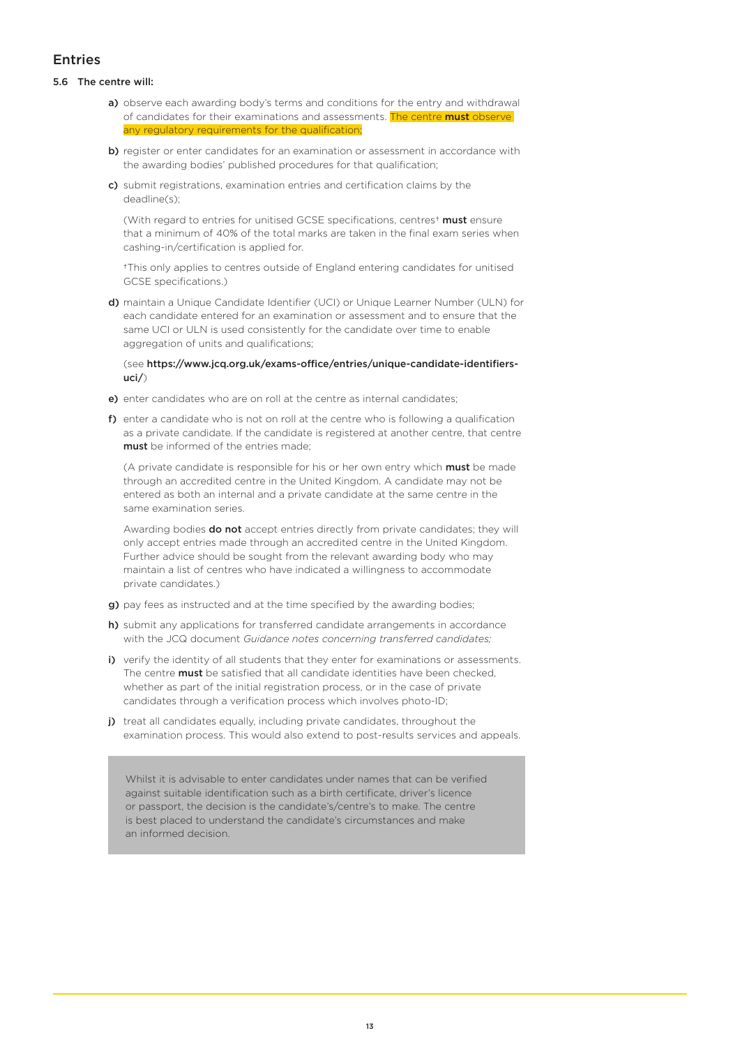## Entries

**5.6 The centre will:**

**a)** observe each awarding body's terms and conditions for the entry and withdrawal of candidates for their examinations and assessments. The centre **must** observe any regulatory requirements for the qualification;

**b)** register or enter candidates for an examination or assessment in accordance with the awarding bodies' published procedures for that qualification;

**c)** submit registrations, examination entries and certification claims by the deadline(s);

(With regard to entries for unitised GCSE specifications, centres† **must** ensure that a minimum of 40% of the total marks are taken in the final exam series when cashing-in/certification is applied for.

†This only applies to centres outside of England entering candidates for unitised GCSE specifications.)

**d)** maintain a Unique Candidate Identifier (UCI) or Unique Learner Number (ULN) for each candidate entered for an examination or assessment and to ensure that the same UCI or ULN is used consistently for the candidate over time to enable aggregation of units and qualifications;

(see **https://www.jcq.org.uk/exams-office/entries/unique-candidate-identifiers-uci/**)

**e)** enter candidates who are on roll at the centre as internal candidates;

**f)** enter a candidate who is not on roll at the centre who is following a qualification as a private candidate. If the candidate is registered at another centre, that centre **must** be informed of the entries made;

(A private candidate is responsible for his or her own entry which **must** be made through an accredited centre in the United Kingdom. A candidate may not be entered as both an internal and a private candidate at the same centre in the same examination series.

Awarding bodies **do not** accept entries directly from private candidates; they will only accept entries made through an accredited centre in the United Kingdom. Further advice should be sought from the relevant awarding body who may maintain a list of centres who have indicated a willingness to accommodate private candidates.)

**g)** pay fees as instructed and at the time specified by the awarding bodies;

**h)** submit any applications for transferred candidate arrangements in accordance with the JCQ document *Guidance notes concerning transferred candidates;*

**i)** verify the identity of all students that they enter for examinations or assessments. The centre **must** be satisfied that all candidate identities have been checked, whether as part of the initial registration process, or in the case of private candidates through a verification process which involves photo-ID;

**j)** treat all candidates equally, including private candidates, throughout the examination process. This would also extend to post-results services and appeals.

> Whilst it is advisable to enter candidates under names that can be verified against suitable identification such as a birth certificate, driver's licence or passport, the decision is the candidate's/centre's to make. The centre is best placed to understand the candidate's circumstances and make an informed decision.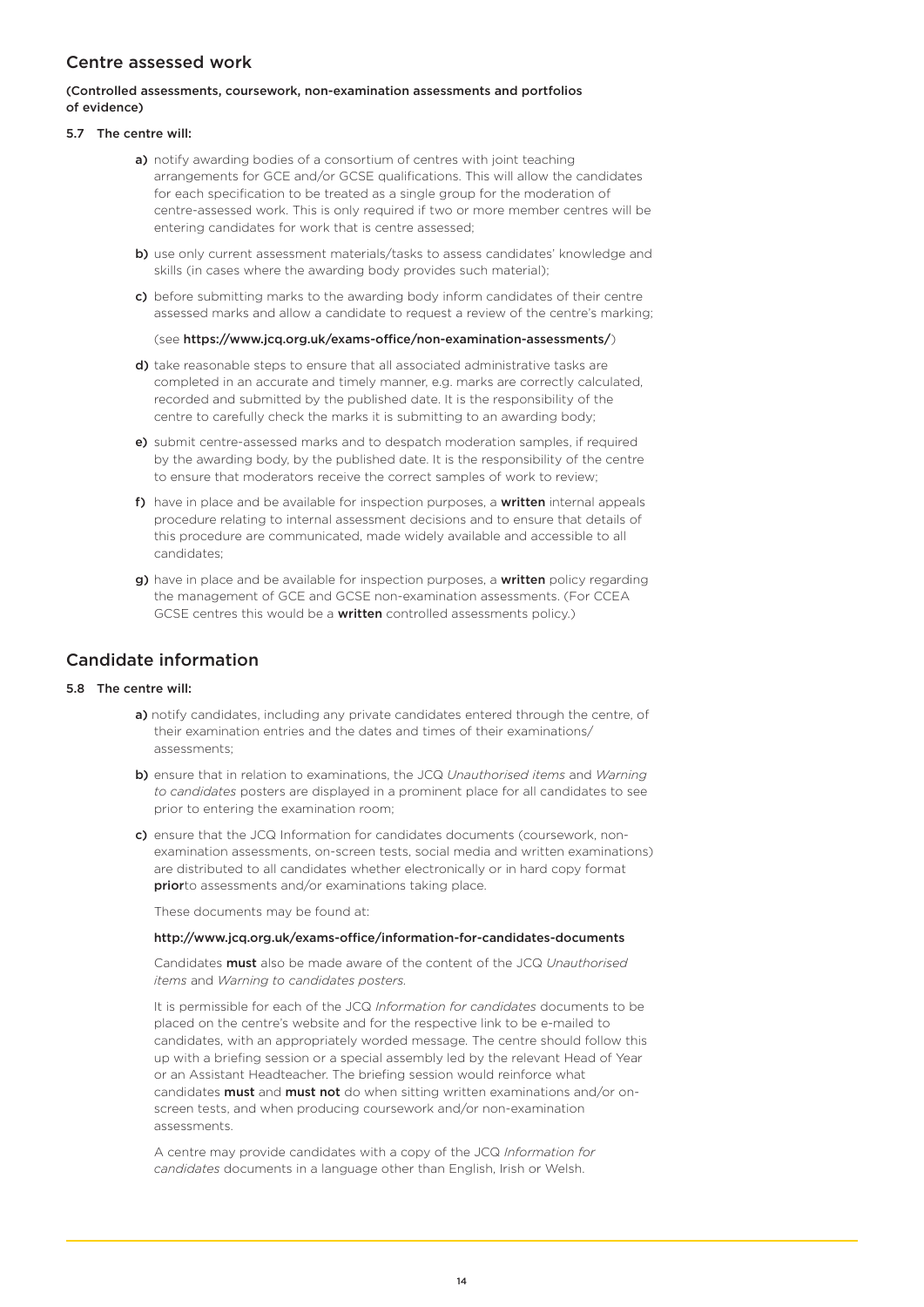## Centre assessed work

**(Controlled assessments, coursework, non-examination assessments and portfolios of evidence)**

**5.7 The centre will:**

**a)** notify awarding bodies of a consortium of centres with joint teaching arrangements for GCE and/or GCSE qualifications. This will allow the candidates for each specification to be treated as a single group for the moderation of centre-assessed work. This is only required if two or more member centres will be entering candidates for work that is centre assessed;

**b)** use only current assessment materials/tasks to assess candidates' knowledge and skills (in cases where the awarding body provides such material);

**c)** before submitting marks to the awarding body inform candidates of their centre assessed marks and allow a candidate to request a review of the centre's marking;

(see **https://www.jcq.org.uk/exams-office/non-examination-assessments/**)

**d)** take reasonable steps to ensure that all associated administrative tasks are completed in an accurate and timely manner, e.g. marks are correctly calculated, recorded and submitted by the published date. It is the responsibility of the centre to carefully check the marks it is submitting to an awarding body;

**e)** submit centre-assessed marks and to despatch moderation samples, if required by the awarding body, by the published date. It is the responsibility of the centre to ensure that moderators receive the correct samples of work to review;

**f)** have in place and be available for inspection purposes, a **written** internal appeals procedure relating to internal assessment decisions and to ensure that details of this procedure are communicated, made widely available and accessible to all candidates;

**g)** have in place and be available for inspection purposes, a **written** policy regarding the management of GCE and GCSE non-examination assessments. (For CCEA GCSE centres this would be a **written** controlled assessments policy.)

## Candidate information

**5.8 The centre will:**

**a)** notify candidates, including any private candidates entered through the centre, of their examination entries and the dates and times of their examinations/assessments;

**b)** ensure that in relation to examinations, the JCQ *Unauthorised items* and *Warning to candidates* posters are displayed in a prominent place for all candidates to see prior to entering the examination room;

**c)** ensure that the JCQ Information for candidates documents (coursework, non-examination assessments, on-screen tests, social media and written examinations) are distributed to all candidates whether electronically or in hard copy format **prior**to assessments and/or examinations taking place.

These documents may be found at:

**http://www.jcq.org.uk/exams-office/information-for-candidates-documents**

Candidates **must** also be made aware of the content of the JCQ *Unauthorised items* and *Warning to candidates posters.*

It is permissible for each of the JCQ *Information for candidates* documents to be placed on the centre's website and for the respective link to be e-mailed to candidates, with an appropriately worded message. The centre should follow this up with a briefing session or a special assembly led by the relevant Head of Year or an Assistant Headteacher. The briefing session would reinforce what candidates **must** and **must not** do when sitting written examinations and/or on-screen tests, and when producing coursework and/or non-examination assessments.

A centre may provide candidates with a copy of the JCQ *Information for candidates* documents in a language other than English, Irish or Welsh.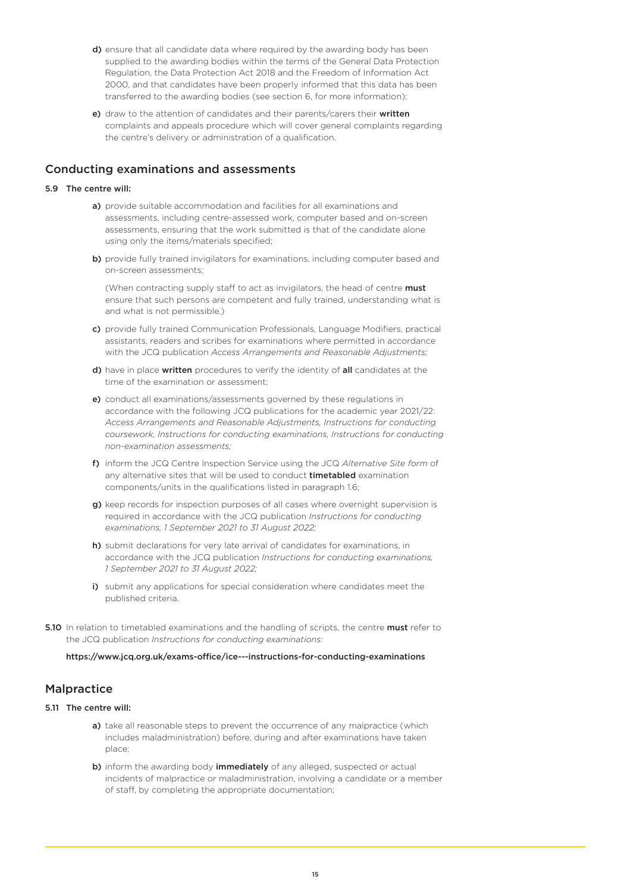**d)** ensure that all candidate data where required by the awarding body has been supplied to the awarding bodies within the terms of the General Data Protection Regulation, the Data Protection Act 2018 and the Freedom of Information Act 2000, and that candidates have been properly informed that this data has been transferred to the awarding bodies (see section 6, for more information);

**e)** draw to the attention of candidates and their parents/carers their **written** complaints and appeals procedure which will cover general complaints regarding the centre's delivery or administration of a qualification.

## Conducting examinations and assessments

**5.9 The centre will:**

**a)** provide suitable accommodation and facilities for all examinations and assessments, including centre-assessed work, computer based and on-screen assessments, ensuring that the work submitted is that of the candidate alone using only the items/materials specified;

**b)** provide fully trained invigilators for examinations, including computer based and on-screen assessments;

(When contracting supply staff to act as invigilators, the head of centre **must** ensure that such persons are competent and fully trained, understanding what is and what is not permissible.)

**c)** provide fully trained Communication Professionals, Language Modifiers, practical assistants, readers and scribes for examinations where permitted in accordance with the JCQ publication *Access Arrangements and Reasonable Adjustments;*

**d)** have in place **written** procedures to verify the identity of **all** candidates at the time of the examination or assessment;

**e)** conduct all examinations/assessments governed by these regulations in accordance with the following JCQ publications for the academic year 2021/22: *Access Arrangements and Reasonable Adjustments, Instructions for conducting coursework, Instructions for conducting examinations, Instructions for conducting non-examination assessments;*

**f)** inform the JCQ Centre Inspection Service using the JCQ *Alternative Site form* of any alternative sites that will be used to conduct **timetabled** examination components/units in the qualifications listed in paragraph 1.6;

**g)** keep records for inspection purposes of all cases where overnight supervision is required in accordance with the JCQ publication *Instructions for conducting examinations, 1 September 2021 to 31 August 2022;*

**h)** submit declarations for very late arrival of candidates for examinations, in accordance with the JCQ publication *Instructions for conducting examinations, 1 September 2021 to 31 August 2022;*

**i)** submit any applications for special consideration where candidates meet the published criteria.

**5.10** In relation to timetabled examinations and the handling of scripts, the centre **must** refer to the JCQ publication *Instructions for conducting examinations:*

**https://www.jcq.org.uk/exams-office/ice---instructions-for-conducting-examinations**

## Malpractice

**5.11 The centre will:**

**a)** take all reasonable steps to prevent the occurrence of any malpractice (which includes maladministration) before, during and after examinations have taken place;

**b)** inform the awarding body **immediately** of any alleged, suspected or actual incidents of malpractice or maladministration, involving a candidate or a member of staff, by completing the appropriate documentation;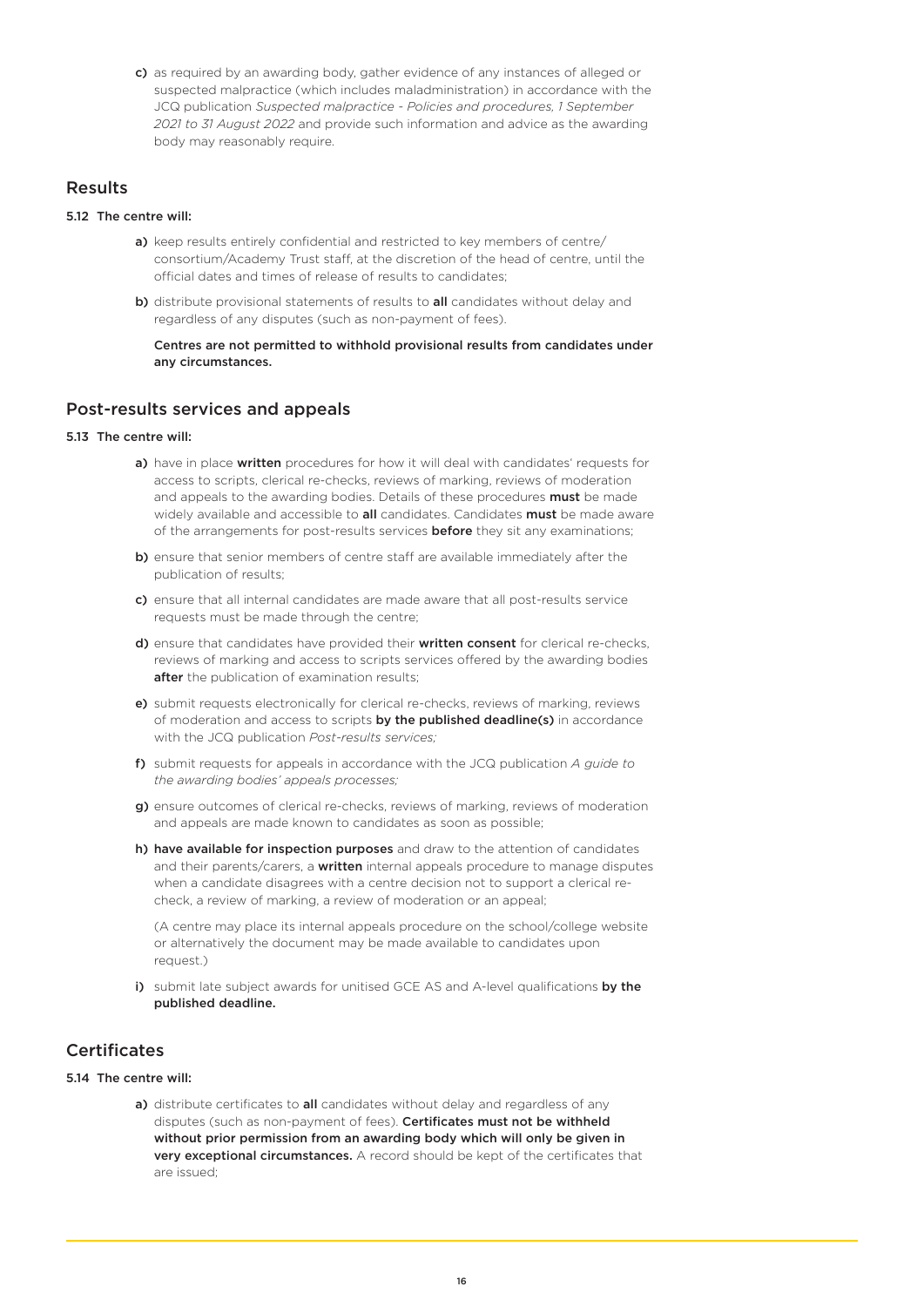**c)** as required by an awarding body, gather evidence of any instances of alleged or suspected malpractice (which includes maladministration) in accordance with the JCQ publication *Suspected malpractice - Policies and procedures, 1 September 2021 to 31 August 2022* and provide such information and advice as the awarding body may reasonably require.

## Results

**5.12 The centre will:**

**a)** keep results entirely confidential and restricted to key members of centre/consortium/Academy Trust staff, at the discretion of the head of centre, until the official dates and times of release of results to candidates;

**b)** distribute provisional statements of results to **all** candidates without delay and regardless of any disputes (such as non-payment of fees).

**Centres are not permitted to withhold provisional results from candidates under any circumstances.**

## Post-results services and appeals

**5.13 The centre will:**

**a)** have in place **written** procedures for how it will deal with candidates' requests for access to scripts, clerical re-checks, reviews of marking, reviews of moderation and appeals to the awarding bodies. Details of these procedures **must** be made widely available and accessible to **all** candidates. Candidates **must** be made aware of the arrangements for post-results services **before** they sit any examinations;

**b)** ensure that senior members of centre staff are available immediately after the publication of results;

**c)** ensure that all internal candidates are made aware that all post-results service requests must be made through the centre;

**d)** ensure that candidates have provided their **written consent** for clerical re-checks, reviews of marking and access to scripts services offered by the awarding bodies **after** the publication of examination results;

**e)** submit requests electronically for clerical re-checks, reviews of marking, reviews of moderation and access to scripts **by the published deadline(s)** in accordance with the JCQ publication *Post-results services;*

**f)** submit requests for appeals in accordance with the JCQ publication *A guide to the awarding bodies' appeals processes;*

**g)** ensure outcomes of clerical re-checks, reviews of marking, reviews of moderation and appeals are made known to candidates as soon as possible;

**h) have available for inspection purposes** and draw to the attention of candidates and their parents/carers, a **written** internal appeals procedure to manage disputes when a candidate disagrees with a centre decision not to support a clerical re-check, a review of marking, a review of moderation or an appeal;

(A centre may place its internal appeals procedure on the school/college website or alternatively the document may be made available to candidates upon request.)

**i)** submit late subject awards for unitised GCE AS and A-level qualifications **by the published deadline.**

## Certificates

**5.14 The centre will:**

**a)** distribute certificates to **all** candidates without delay and regardless of any disputes (such as non-payment of fees). **Certificates must not be withheld without prior permission from an awarding body which will only be given in very exceptional circumstances.** A record should be kept of the certificates that are issued;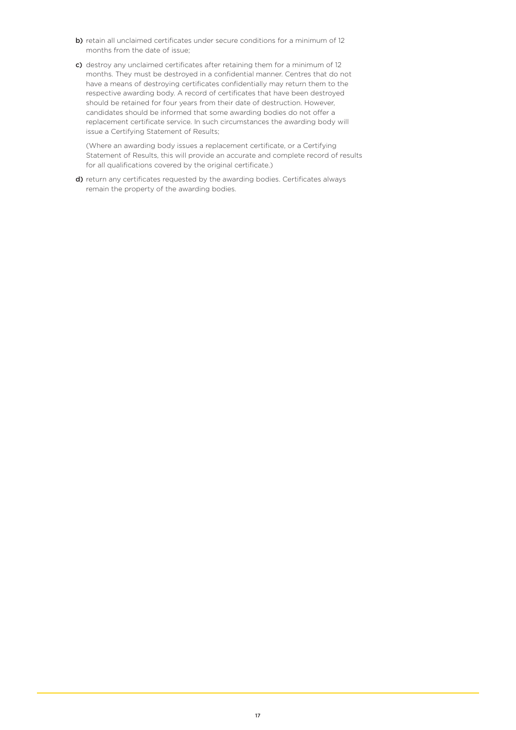**b)** retain all unclaimed certificates under secure conditions for a minimum of 12 months from the date of issue;

**c)** destroy any unclaimed certificates after retaining them for a minimum of 12 months. They must be destroyed in a confidential manner. Centres that do not have a means of destroying certificates confidentially may return them to the respective awarding body. A record of certificates that have been destroyed should be retained for four years from their date of destruction. However, candidates should be informed that some awarding bodies do not offer a replacement certificate service. In such circumstances the awarding body will issue a Certifying Statement of Results;

(Where an awarding body issues a replacement certificate, or a Certifying Statement of Results, this will provide an accurate and complete record of results for all qualifications covered by the original certificate.)

**d)** return any certificates requested by the awarding bodies. Certificates always remain the property of the awarding bodies.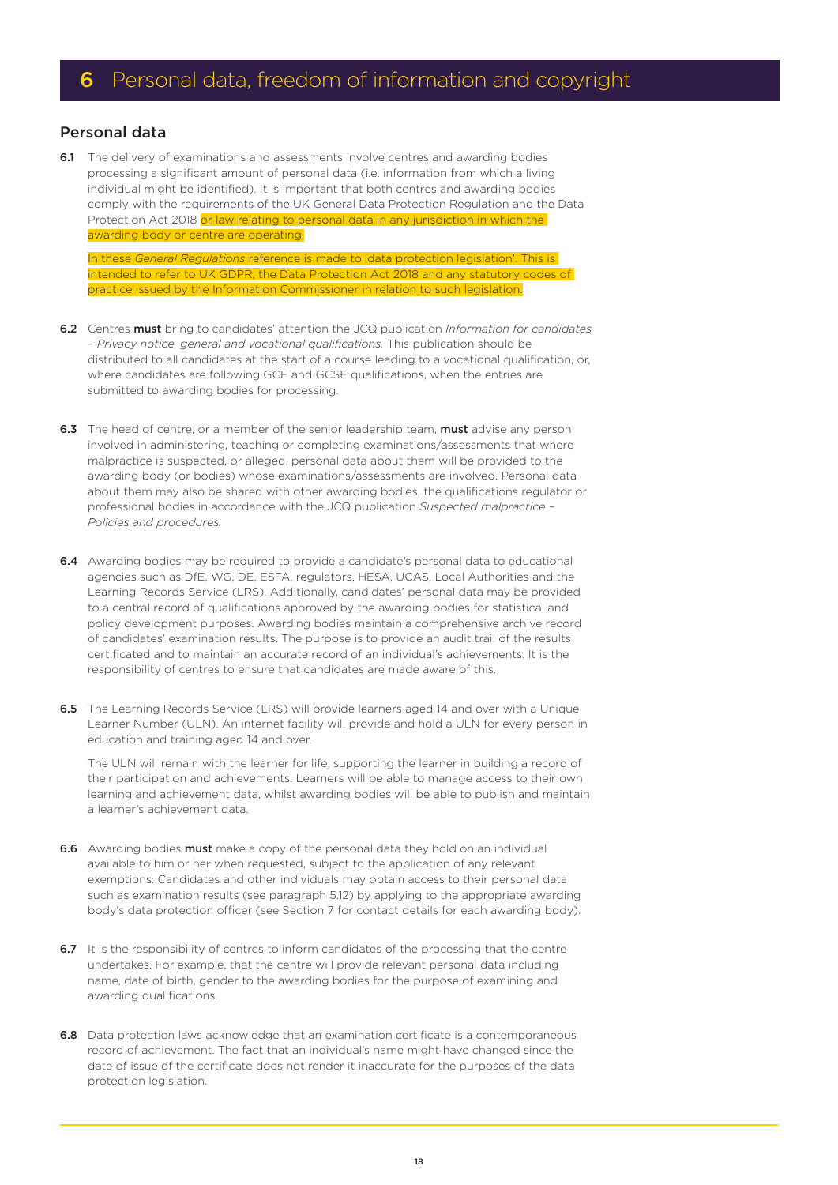# 6 Personal data, freedom of information and copyright

## Personal data

**6.1** The delivery of examinations and assessments involve centres and awarding bodies processing a significant amount of personal data (i.e. information from which a living individual might be identified). It is important that both centres and awarding bodies comply with the requirements of the UK General Data Protection Regulation and the Data Protection Act 2018 or law relating to personal data in any jurisdiction in which the awarding body or centre are operating.

In these *General Regulations* reference is made to 'data protection legislation'. This is intended to refer to UK GDPR, the Data Protection Act 2018 and any statutory codes of practice issued by the Information Commissioner in relation to such legislation.

**6.2** Centres **must** bring to candidates' attention the JCQ publication *Information for candidates – Privacy notice, general and vocational qualifications.* This publication should be distributed to all candidates at the start of a course leading to a vocational qualification, or, where candidates are following GCE and GCSE qualifications, when the entries are submitted to awarding bodies for processing.

**6.3** The head of centre, or a member of the senior leadership team, **must** advise any person involved in administering, teaching or completing examinations/assessments that where malpractice is suspected, or alleged, personal data about them will be provided to the awarding body (or bodies) whose examinations/assessments are involved. Personal data about them may also be shared with other awarding bodies, the qualifications regulator or professional bodies in accordance with the JCQ publication *Suspected malpractice – Policies and procedures.*

**6.4** Awarding bodies may be required to provide a candidate's personal data to educational agencies such as DfE, WG, DE, ESFA, regulators, HESA, UCAS, Local Authorities and the Learning Records Service (LRS). Additionally, candidates' personal data may be provided to a central record of qualifications approved by the awarding bodies for statistical and policy development purposes. Awarding bodies maintain a comprehensive archive record of candidates' examination results. The purpose is to provide an audit trail of the results certificated and to maintain an accurate record of an individual's achievements. It is the responsibility of centres to ensure that candidates are made aware of this.

**6.5** The Learning Records Service (LRS) will provide learners aged 14 and over with a Unique Learner Number (ULN). An internet facility will provide and hold a ULN for every person in education and training aged 14 and over.

The ULN will remain with the learner for life, supporting the learner in building a record of their participation and achievements. Learners will be able to manage access to their own learning and achievement data, whilst awarding bodies will be able to publish and maintain a learner's achievement data.

**6.6** Awarding bodies **must** make a copy of the personal data they hold on an individual available to him or her when requested, subject to the application of any relevant exemptions. Candidates and other individuals may obtain access to their personal data such as examination results (see paragraph 5.12) by applying to the appropriate awarding body's data protection officer (see Section 7 for contact details for each awarding body).

**6.7** It is the responsibility of centres to inform candidates of the processing that the centre undertakes. For example, that the centre will provide relevant personal data including name, date of birth, gender to the awarding bodies for the purpose of examining and awarding qualifications.

**6.8** Data protection laws acknowledge that an examination certificate is a contemporaneous record of achievement. The fact that an individual's name might have changed since the date of issue of the certificate does not render it inaccurate for the purposes of the data protection legislation.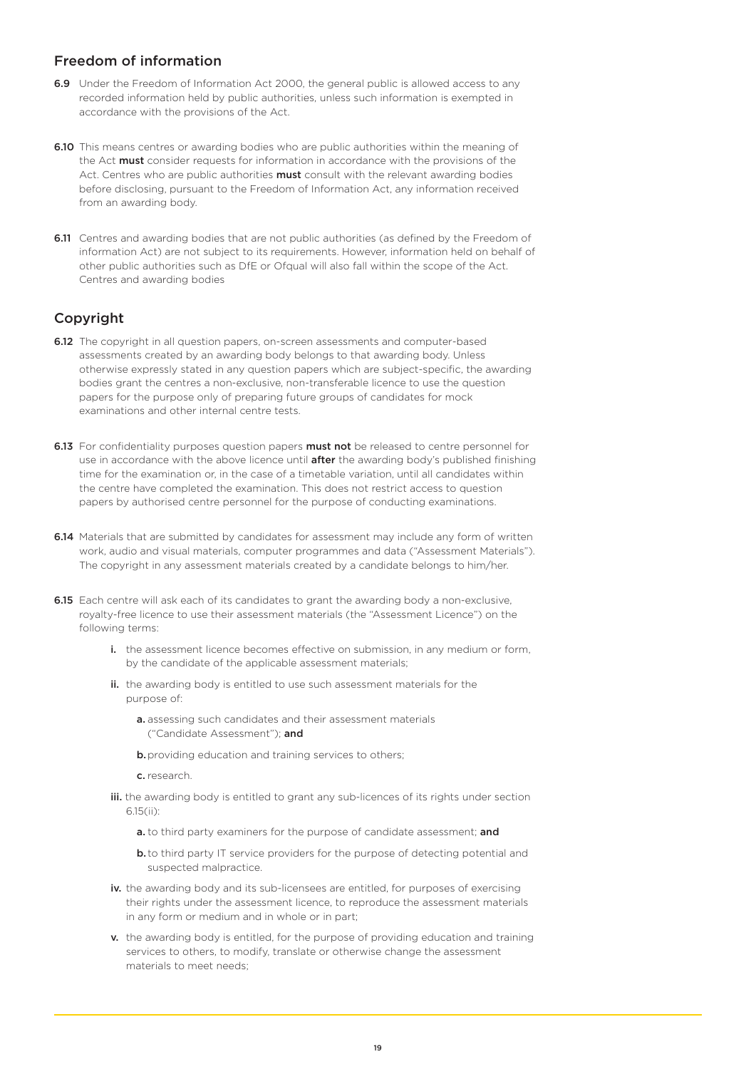## Freedom of information

**6.9** Under the Freedom of Information Act 2000, the general public is allowed access to any recorded information held by public authorities, unless such information is exempted in accordance with the provisions of the Act.

**6.10** This means centres or awarding bodies who are public authorities within the meaning of the Act **must** consider requests for information in accordance with the provisions of the Act. Centres who are public authorities **must** consult with the relevant awarding bodies before disclosing, pursuant to the Freedom of Information Act, any information received from an awarding body.

**6.11** Centres and awarding bodies that are not public authorities (as defined by the Freedom of information Act) are not subject to its requirements. However, information held on behalf of other public authorities such as DfE or Ofqual will also fall within the scope of the Act. Centres and awarding bodies

## Copyright

**6.12** The copyright in all question papers, on-screen assessments and computer-based assessments created by an awarding body belongs to that awarding body. Unless otherwise expressly stated in any question papers which are subject-specific, the awarding bodies grant the centres a non-exclusive, non-transferable licence to use the question papers for the purpose only of preparing future groups of candidates for mock examinations and other internal centre tests.

**6.13** For confidentiality purposes question papers **must not** be released to centre personnel for use in accordance with the above licence until **after** the awarding body's published finishing time for the examination or, in the case of a timetable variation, until all candidates within the centre have completed the examination. This does not restrict access to question papers by authorised centre personnel for the purpose of conducting examinations.

**6.14** Materials that are submitted by candidates for assessment may include any form of written work, audio and visual materials, computer programmes and data ("Assessment Materials"). The copyright in any assessment materials created by a candidate belongs to him/her.

**6.15** Each centre will ask each of its candidates to grant the awarding body a non-exclusive, royalty-free licence to use their assessment materials (the "Assessment Licence") on the following terms:

- **i.** the assessment licence becomes effective on submission, in any medium or form, by the candidate of the applicable assessment materials;
- **ii.** the awarding body is entitled to use such assessment materials for the purpose of:
  - **a.** assessing such candidates and their assessment materials ("Candidate Assessment"); **and**
  - **b.** providing education and training services to others;
  - **c.** research.
- **iii.** the awarding body is entitled to grant any sub-licences of its rights under section 6.15(ii):
  - **a.** to third party examiners for the purpose of candidate assessment; **and**
  - **b.** to third party IT service providers for the purpose of detecting potential and suspected malpractice.
- **iv.** the awarding body and its sub-licensees are entitled, for purposes of exercising their rights under the assessment licence, to reproduce the assessment materials in any form or medium and in whole or in part;
- **v.** the awarding body is entitled, for the purpose of providing education and training services to others, to modify, translate or otherwise change the assessment materials to meet needs;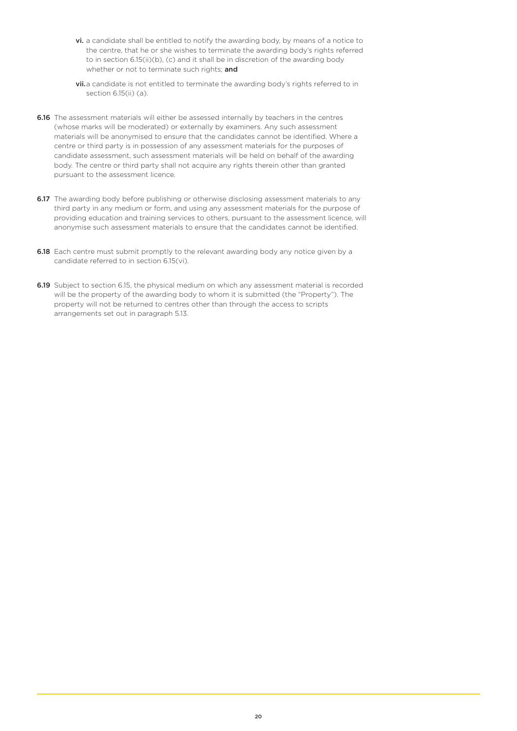vi. a candidate shall be entitled to notify the awarding body, by means of a notice to the centre, that he or she wishes to terminate the awarding body's rights referred to in section 6.15(ii)(b), (c) and it shall be in discretion of the awarding body whether or not to terminate such rights; **and**

vii. a candidate is not entitled to terminate the awarding body's rights referred to in section 6.15(ii) (a).

**6.16** The assessment materials will either be assessed internally by teachers in the centres (whose marks will be moderated) or externally by examiners. Any such assessment materials will be anonymised to ensure that the candidates cannot be identified. Where a centre or third party is in possession of any assessment materials for the purposes of candidate assessment, such assessment materials will be held on behalf of the awarding body. The centre or third party shall not acquire any rights therein other than granted pursuant to the assessment licence.

**6.17** The awarding body before publishing or otherwise disclosing assessment materials to any third party in any medium or form, and using any assessment materials for the purpose of providing education and training services to others, pursuant to the assessment licence, will anonymise such assessment materials to ensure that the candidates cannot be identified.

**6.18** Each centre must submit promptly to the relevant awarding body any notice given by a candidate referred to in section 6.15(vi).

**6.19** Subject to section 6.15, the physical medium on which any assessment material is recorded will be the property of the awarding body to whom it is submitted (the "Property"). The property will not be returned to centres other than through the access to scripts arrangements set out in paragraph 5.13.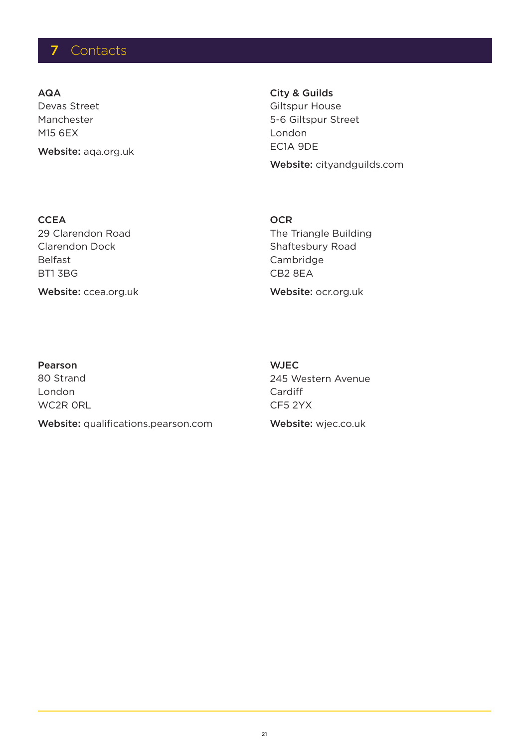# 7 Contacts

**AQA**
Devas Street
Manchester
M15 6EX

**Website:** aqa.org.uk

**City & Guilds**
Giltspur House
5-6 Giltspur Street
London
EC1A 9DE

**Website:** cityandguilds.com

**CCEA**
29 Clarendon Road
Clarendon Dock
Belfast
BT1 3BG

**Website:** ccea.org.uk

**OCR**
The Triangle Building
Shaftesbury Road
Cambridge
CB2 8EA

**Website:** ocr.org.uk

**Pearson**
80 Strand
London
WC2R 0RL

**Website:** qualifications.pearson.com

**WJEC**
245 Western Avenue
Cardiff
CF5 2YX

**Website:** wjec.co.uk